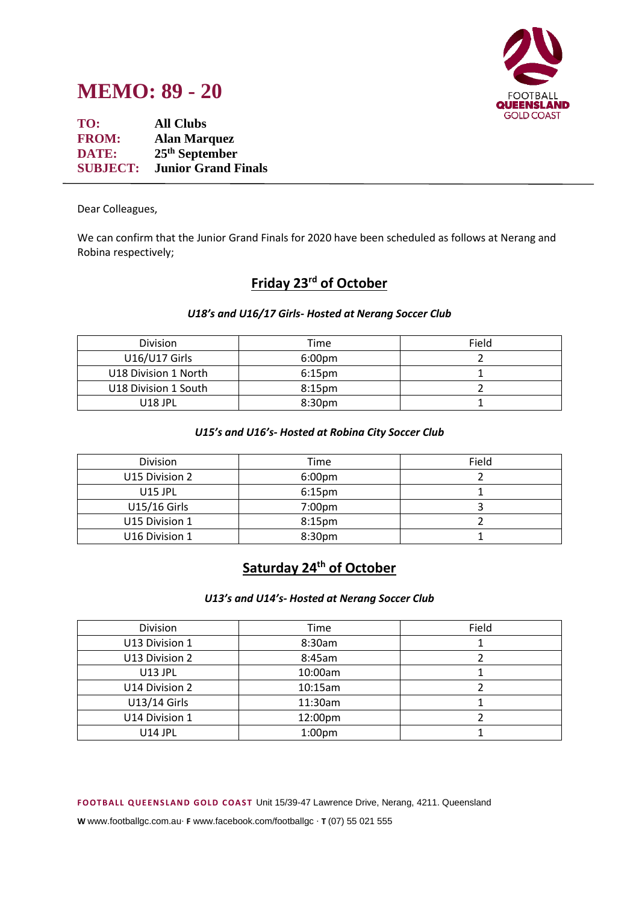# MEMO: 89 - 20

**TO:** All Clubs
**FROM:** Alan Marquez
**DATE:** 25th September
**SUBJECT:** Junior Grand Finals

---

Dear Colleagues,

We can confirm that the Junior Grand Finals for 2020 have been scheduled as follows at Nerang and Robina respectively;

## Friday 23rd of October

***U18's and U16/17 Girls- Hosted at Nerang Soccer Club***

| Division | Time | Field |
| --- | --- | --- |
| U16/U17 Girls | 6:00pm | 2 |
| U18 Division 1 North | 6:15pm | 1 |
| U18 Division 1 South | 8:15pm | 2 |
| U18 JPL | 8:30pm | 1 |

***U15's and U16's- Hosted at Robina City Soccer Club***

| Division | Time | Field |
| --- | --- | --- |
| U15 Division 2 | 6:00pm | 2 |
| U15 JPL | 6:15pm | 1 |
| U15/16 Girls | 7:00pm | 3 |
| U15 Division 1 | 8:15pm | 2 |
| U16 Division 1 | 8:30pm | 1 |

## Saturday 24th of October

***U13's and U14's- Hosted at Nerang Soccer Club***

| Division | Time | Field |
| --- | --- | --- |
| U13 Division 1 | 8:30am | 1 |
| U13 Division 2 | 8:45am | 2 |
| U13 JPL | 10:00am | 1 |
| U14 Division 2 | 10:15am | 2 |
| U13/14 Girls | 11:30am | 1 |
| U14 Division 1 | 12:00pm | 2 |
| U14 JPL | 1:00pm | 1 |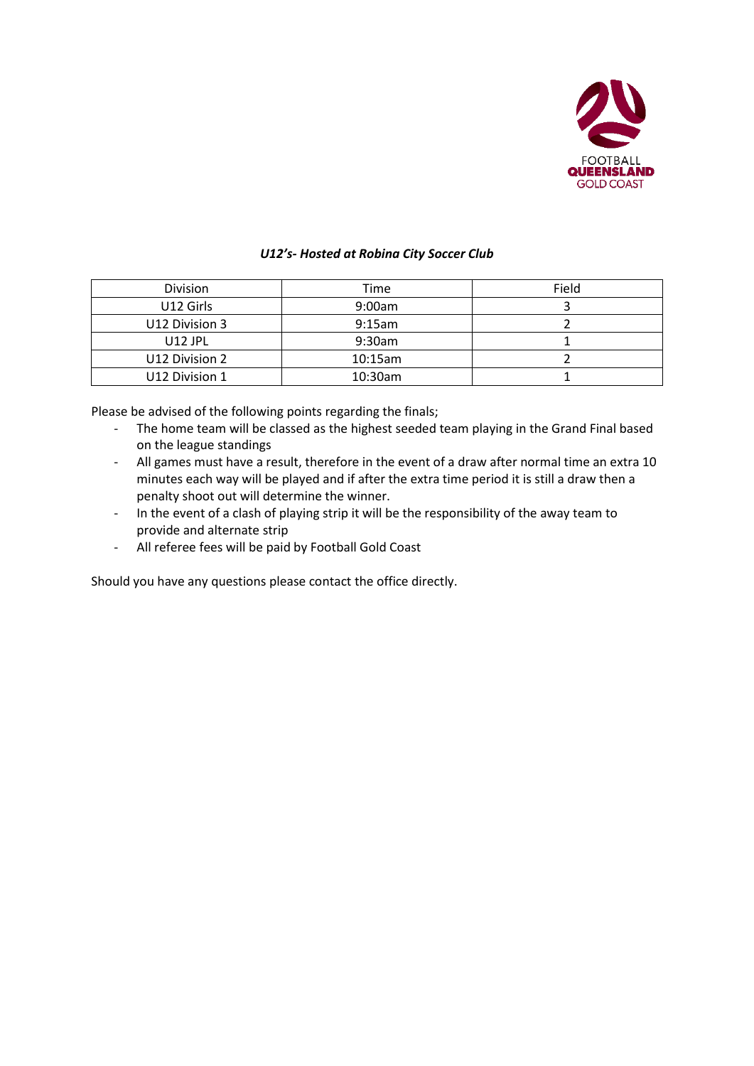*U12's- Hosted at Robina City Soccer Club*

| Division | Time | Field |
|---|---|---|
| U12 Girls | 9:00am | 3 |
| U12 Division 3 | 9:15am | 2 |
| U12 JPL | 9:30am | 1 |
| U12 Division 2 | 10:15am | 2 |
| U12 Division 1 | 10:30am | 1 |

Please be advised of the following points regarding the finals;

- The home team will be classed as the highest seeded team playing in the Grand Final based on the league standings
- All games must have a result, therefore in the event of a draw after normal time an extra 10 minutes each way will be played and if after the extra time period it is still a draw then a penalty shoot out will determine the winner.
- In the event of a clash of playing strip it will be the responsibility of the away team to provide and alternate strip
- All referee fees will be paid by Football Gold Coast

Should you have any questions please contact the office directly.